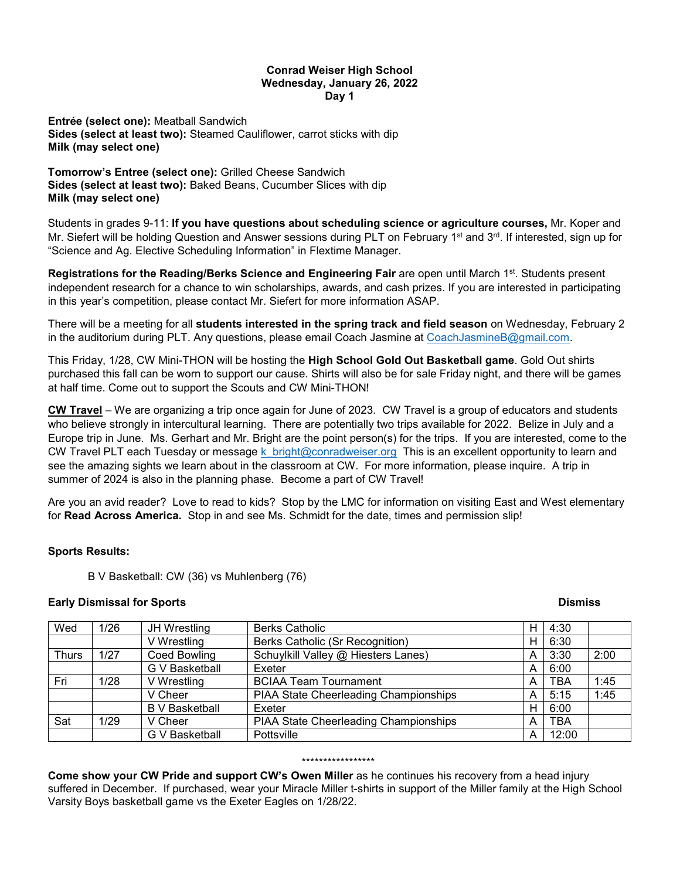**Conrad Weiser High School**
**Wednesday, January 26, 2022**
**Day 1**

**Entrée (select one):** Meatball Sandwich
**Sides (select at least two):** Steamed Cauliflower, carrot sticks with dip
**Milk (may select one)**

**Tomorrow's Entree (select one):** Grilled Cheese Sandwich
**Sides (select at least two):** Baked Beans, Cucumber Slices with dip
**Milk (may select one)**

Students in grades 9-11: **If you have questions about scheduling science or agriculture courses,** Mr. Koper and Mr. Siefert will be holding Question and Answer sessions during PLT on February 1st and 3rd. If interested, sign up for "Science and Ag. Elective Scheduling Information" in Flextime Manager.

**Registrations for the Reading/Berks Science and Engineering Fair** are open until March 1st. Students present independent research for a chance to win scholarships, awards, and cash prizes. If you are interested in participating in this year's competition, please contact Mr. Siefert for more information ASAP.

There will be a meeting for all **students interested in the spring track and field season** on Wednesday, February 2 in the auditorium during PLT. Any questions, please email Coach Jasmine at CoachJasmineB@gmail.com.

This Friday, 1/28, CW Mini-THON will be hosting the **High School Gold Out Basketball game**. Gold Out shirts purchased this fall can be worn to support our cause. Shirts will also be for sale Friday night, and there will be games at half time. Come out to support the Scouts and CW Mini-THON!

**CW Travel** – We are organizing a trip once again for June of 2023. CW Travel is a group of educators and students who believe strongly in intercultural learning. There are potentially two trips available for 2022. Belize in July and a Europe trip in June. Ms. Gerhart and Mr. Bright are the point person(s) for the trips. If you are interested, come to the CW Travel PLT each Tuesday or message k_bright@conradweiser.org This is an excellent opportunity to learn and see the amazing sights we learn about in the classroom at CW. For more information, please inquire. A trip in summer of 2024 is also in the planning phase. Become a part of CW Travel!

Are you an avid reader? Love to read to kids? Stop by the LMC for information on visiting East and West elementary for **Read Across America.** Stop in and see Ms. Schmidt for the date, times and permission slip!

**Sports Results:**

B V Basketball: CW (36) vs Muhlenberg (76)

**Early Dismissal for Sports** **Dismiss**

| | | | | | | Dismiss |
|---|---|---|---|---|---|---|
| Wed | 1/26 | JH Wrestling | Berks Catholic | H | 4:30 | |
| | | V Wrestling | Berks Catholic (Sr Recognition) | H | 6:30 | |
| Thurs | 1/27 | Coed Bowling | Schuylkill Valley @ Hiesters Lanes) | A | 3:30 | 2:00 |
| | | G V Basketball | Exeter | A | 6:00 | |
| Fri | 1/28 | V Wrestling | BCIAA Team Tournament | A | TBA | 1:45 |
| | | V Cheer | PIAA State Cheerleading Championships | A | 5:15 | 1:45 |
| | | B V Basketball | Exeter | H | 6:00 | |
| Sat | 1/29 | V Cheer | PIAA State Cheerleading Championships | A | TBA | |
| | | G V Basketball | Pottsville | A | 12:00 | |

*****************

**Come show your CW Pride and support CW's Owen Miller** as he continues his recovery from a head injury suffered in December. If purchased, wear your Miracle Miller t-shirts in support of the Miller family at the High School Varsity Boys basketball game vs the Exeter Eagles on 1/28/22.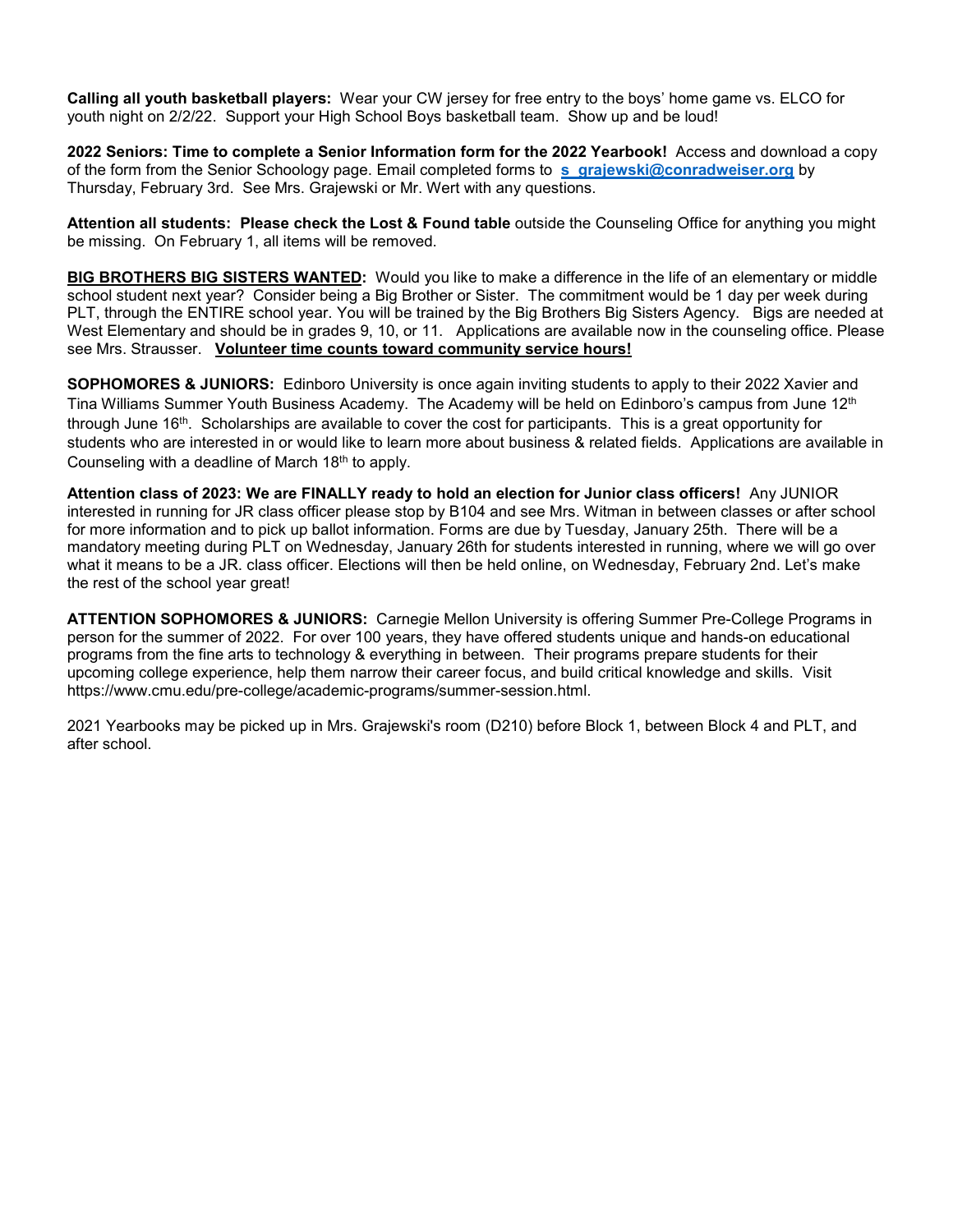**Calling all youth basketball players:** Wear your CW jersey for free entry to the boys' home game vs. ELCO for youth night on 2/2/22. Support your High School Boys basketball team. Show up and be loud!

**2022 Seniors: Time to complete a Senior Information form for the 2022 Yearbook!** Access and download a copy of the form from the Senior Schoology page. Email completed forms to **s_grajewski@conradweiser.org** by Thursday, February 3rd. See Mrs. Grajewski or Mr. Wert with any questions.

**Attention all students: Please check the Lost & Found table** outside the Counseling Office for anything you might be missing. On February 1, all items will be removed.

**BIG BROTHERS BIG SISTERS WANTED:** Would you like to make a difference in the life of an elementary or middle school student next year? Consider being a Big Brother or Sister. The commitment would be 1 day per week during PLT, through the ENTIRE school year. You will be trained by the Big Brothers Big Sisters Agency. Bigs are needed at West Elementary and should be in grades 9, 10, or 11. Applications are available now in the counseling office. Please see Mrs. Strausser. **Volunteer time counts toward community service hours!**

**SOPHOMORES & JUNIORS:** Edinboro University is once again inviting students to apply to their 2022 Xavier and Tina Williams Summer Youth Business Academy. The Academy will be held on Edinboro's campus from June 12th through June 16th. Scholarships are available to cover the cost for participants. This is a great opportunity for students who are interested in or would like to learn more about business & related fields. Applications are available in Counseling with a deadline of March 18th to apply.

**Attention class of 2023: We are FINALLY ready to hold an election for Junior class officers!** Any JUNIOR interested in running for JR class officer please stop by B104 and see Mrs. Witman in between classes or after school for more information and to pick up ballot information. Forms are due by Tuesday, January 25th. There will be a mandatory meeting during PLT on Wednesday, January 26th for students interested in running, where we will go over what it means to be a JR. class officer. Elections will then be held online, on Wednesday, February 2nd. Let's make the rest of the school year great!

**ATTENTION SOPHOMORES & JUNIORS:** Carnegie Mellon University is offering Summer Pre-College Programs in person for the summer of 2022. For over 100 years, they have offered students unique and hands-on educational programs from the fine arts to technology & everything in between. Their programs prepare students for their upcoming college experience, help them narrow their career focus, and build critical knowledge and skills. Visit https://www.cmu.edu/pre-college/academic-programs/summer-session.html.

2021 Yearbooks may be picked up in Mrs. Grajewski's room (D210) before Block 1, between Block 4 and PLT, and after school.